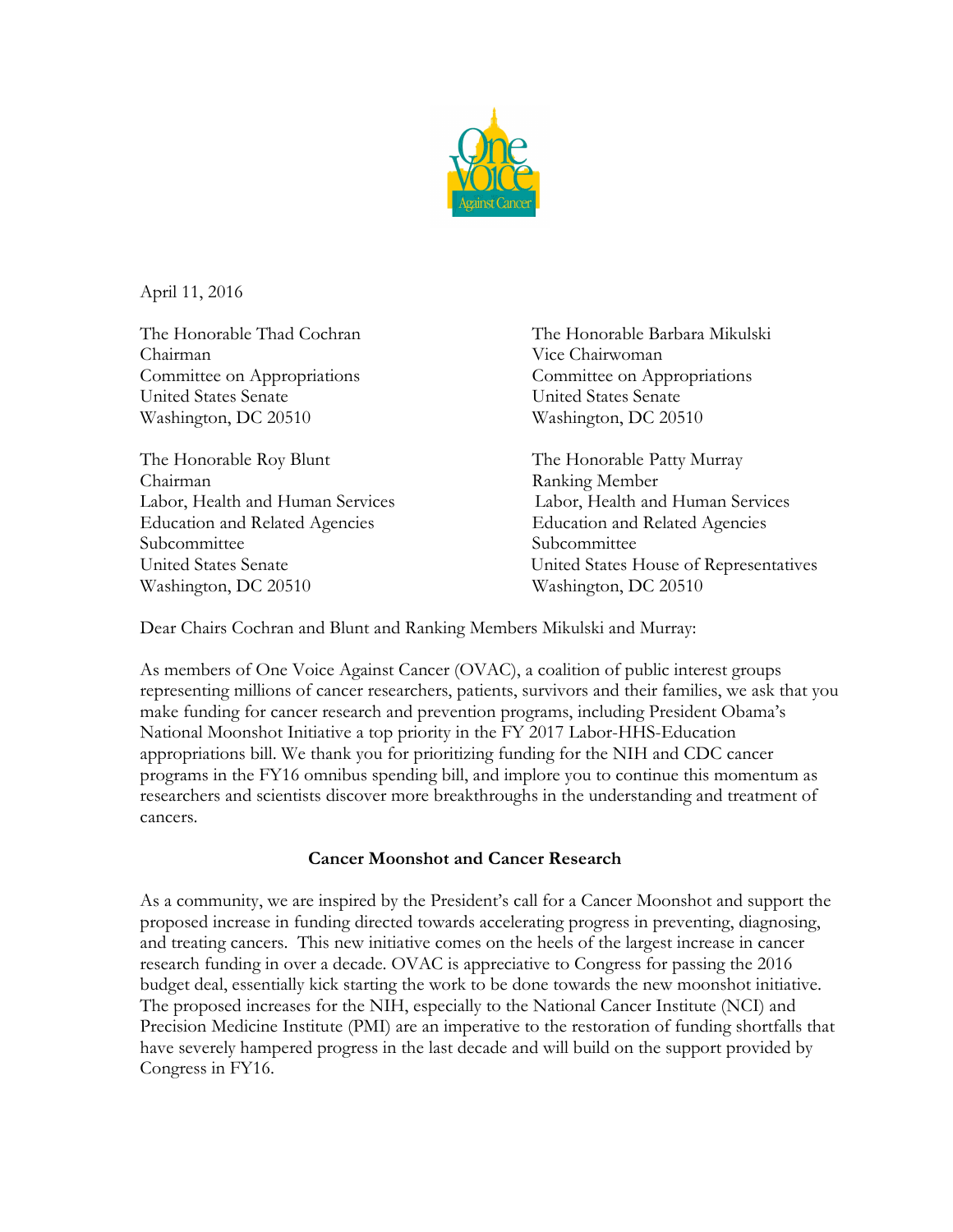April 11, 2016

The Honorable Thad Cochran
Chairman
Committee on Appropriations
United States Senate
Washington, DC 20510

The Honorable Barbara Mikulski
Vice Chairwoman
Committee on Appropriations
United States Senate
Washington, DC 20510

The Honorable Roy Blunt
Chairman
Labor, Health and Human Services
Education and Related Agencies
Subcommittee
United States Senate
Washington, DC 20510

The Honorable Patty Murray
Ranking Member
Labor, Health and Human Services
Education and Related Agencies
Subcommittee
United States House of Representatives
Washington, DC 20510

Dear Chairs Cochran and Blunt and Ranking Members Mikulski and Murray:

As members of One Voice Against Cancer (OVAC), a coalition of public interest groups representing millions of cancer researchers, patients, survivors and their families, we ask that you make funding for cancer research and prevention programs, including President Obama's National Moonshot Initiative a top priority in the FY 2017 Labor-HHS-Education appropriations bill. We thank you for prioritizing funding for the NIH and CDC cancer programs in the FY16 omnibus spending bill, and implore you to continue this momentum as researchers and scientists discover more breakthroughs in the understanding and treatment of cancers.

## Cancer Moonshot and Cancer Research

As a community, we are inspired by the President's call for a Cancer Moonshot and support the proposed increase in funding directed towards accelerating progress in preventing, diagnosing, and treating cancers. This new initiative comes on the heels of the largest increase in cancer research funding in over a decade. OVAC is appreciative to Congress for passing the 2016 budget deal, essentially kick starting the work to be done towards the new moonshot initiative. The proposed increases for the NIH, especially to the National Cancer Institute (NCI) and Precision Medicine Institute (PMI) are an imperative to the restoration of funding shortfalls that have severely hampered progress in the last decade and will build on the support provided by Congress in FY16.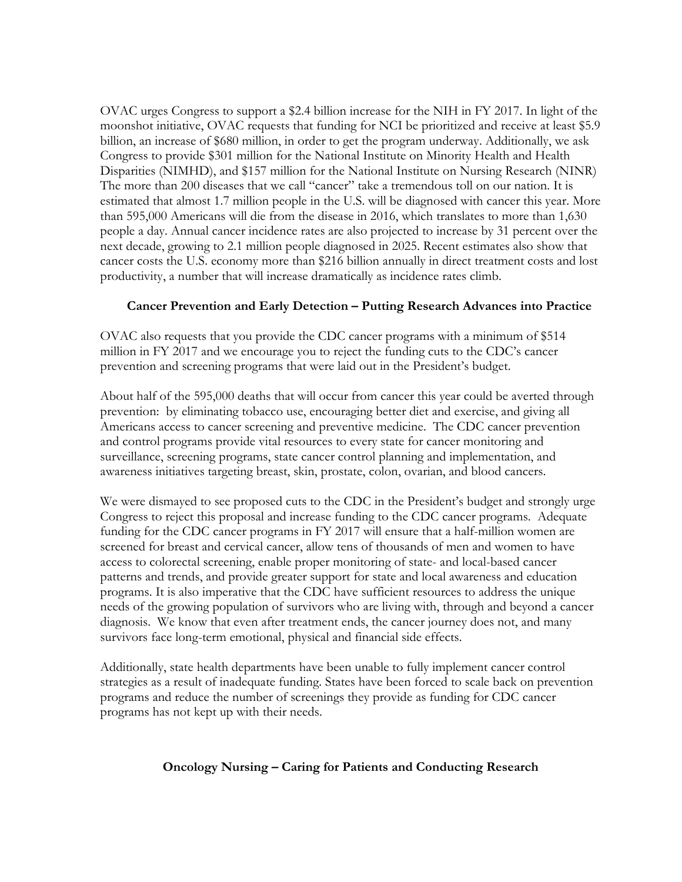OVAC urges Congress to support a $2.4 billion increase for the NIH in FY 2017. In light of the moonshot initiative, OVAC requests that funding for NCI be prioritized and receive at least $5.9 billion, an increase of $680 million, in order to get the program underway. Additionally, we ask Congress to provide $301 million for the National Institute on Minority Health and Health Disparities (NIMHD), and $157 million for the National Institute on Nursing Research (NINR) The more than 200 diseases that we call "cancer" take a tremendous toll on our nation. It is estimated that almost 1.7 million people in the U.S. will be diagnosed with cancer this year. More than 595,000 Americans will die from the disease in 2016, which translates to more than 1,630 people a day. Annual cancer incidence rates are also projected to increase by 31 percent over the next decade, growing to 2.1 million people diagnosed in 2025. Recent estimates also show that cancer costs the U.S. economy more than $216 billion annually in direct treatment costs and lost productivity, a number that will increase dramatically as incidence rates climb.

**Cancer Prevention and Early Detection – Putting Research Advances into Practice**

OVAC also requests that you provide the CDC cancer programs with a minimum of $514 million in FY 2017 and we encourage you to reject the funding cuts to the CDC's cancer prevention and screening programs that were laid out in the President's budget.

About half of the 595,000 deaths that will occur from cancer this year could be averted through prevention: by eliminating tobacco use, encouraging better diet and exercise, and giving all Americans access to cancer screening and preventive medicine. The CDC cancer prevention and control programs provide vital resources to every state for cancer monitoring and surveillance, screening programs, state cancer control planning and implementation, and awareness initiatives targeting breast, skin, prostate, colon, ovarian, and blood cancers.

We were dismayed to see proposed cuts to the CDC in the President's budget and strongly urge Congress to reject this proposal and increase funding to the CDC cancer programs. Adequate funding for the CDC cancer programs in FY 2017 will ensure that a half-million women are screened for breast and cervical cancer, allow tens of thousands of men and women to have access to colorectal screening, enable proper monitoring of state- and local-based cancer patterns and trends, and provide greater support for state and local awareness and education programs. It is also imperative that the CDC have sufficient resources to address the unique needs of the growing population of survivors who are living with, through and beyond a cancer diagnosis. We know that even after treatment ends, the cancer journey does not, and many survivors face long-term emotional, physical and financial side effects.

Additionally, state health departments have been unable to fully implement cancer control strategies as a result of inadequate funding. States have been forced to scale back on prevention programs and reduce the number of screenings they provide as funding for CDC cancer programs has not kept up with their needs.

**Oncology Nursing – Caring for Patients and Conducting Research**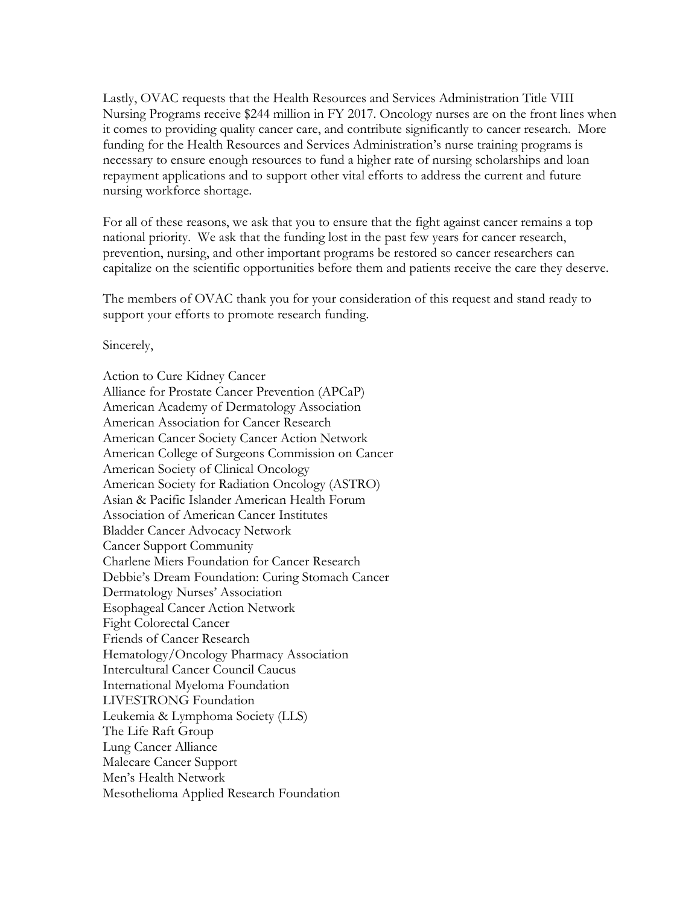Lastly, OVAC requests that the Health Resources and Services Administration Title VIII Nursing Programs receive $244 million in FY 2017. Oncology nurses are on the front lines when it comes to providing quality cancer care, and contribute significantly to cancer research. More funding for the Health Resources and Services Administration's nurse training programs is necessary to ensure enough resources to fund a higher rate of nursing scholarships and loan repayment applications and to support other vital efforts to address the current and future nursing workforce shortage.

For all of these reasons, we ask that you to ensure that the fight against cancer remains a top national priority. We ask that the funding lost in the past few years for cancer research, prevention, nursing, and other important programs be restored so cancer researchers can capitalize on the scientific opportunities before them and patients receive the care they deserve.

The members of OVAC thank you for your consideration of this request and stand ready to support your efforts to promote research funding.

Sincerely,

Action to Cure Kidney Cancer  
Alliance for Prostate Cancer Prevention (APCaP)  
American Academy of Dermatology Association  
American Association for Cancer Research  
American Cancer Society Cancer Action Network  
American College of Surgeons Commission on Cancer  
American Society of Clinical Oncology  
American Society for Radiation Oncology (ASTRO)  
Asian & Pacific Islander American Health Forum  
Association of American Cancer Institutes  
Bladder Cancer Advocacy Network  
Cancer Support Community  
Charlene Miers Foundation for Cancer Research  
Debbie's Dream Foundation: Curing Stomach Cancer  
Dermatology Nurses' Association  
Esophageal Cancer Action Network  
Fight Colorectal Cancer  
Friends of Cancer Research  
Hematology/Oncology Pharmacy Association  
Intercultural Cancer Council Caucus  
International Myeloma Foundation  
LIVESTRONG Foundation  
Leukemia & Lymphoma Society (LLS)  
The Life Raft Group  
Lung Cancer Alliance  
Malecare Cancer Support  
Men's Health Network  
Mesothelioma Applied Research Foundation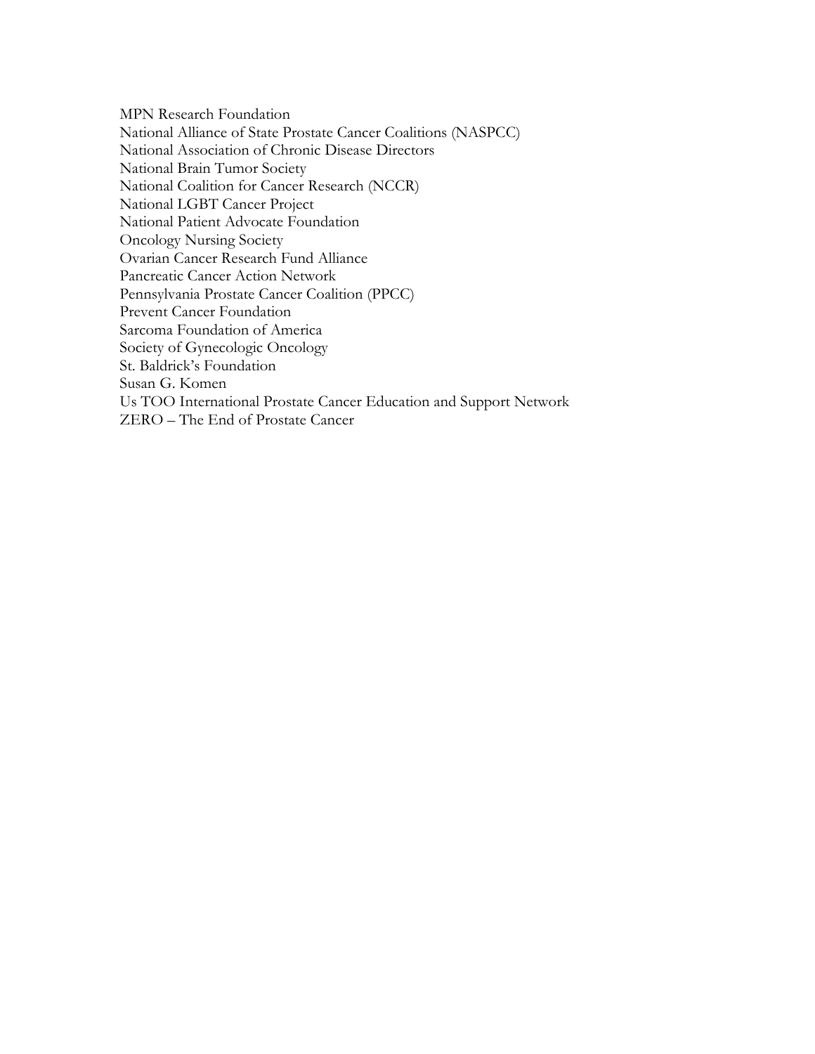MPN Research Foundation
National Alliance of State Prostate Cancer Coalitions (NASPCC)
National Association of Chronic Disease Directors
National Brain Tumor Society
National Coalition for Cancer Research (NCCR)
National LGBT Cancer Project
National Patient Advocate Foundation
Oncology Nursing Society
Ovarian Cancer Research Fund Alliance
Pancreatic Cancer Action Network
Pennsylvania Prostate Cancer Coalition (PPCC)
Prevent Cancer Foundation
Sarcoma Foundation of America
Society of Gynecologic Oncology
St. Baldrick's Foundation
Susan G. Komen
Us TOO International Prostate Cancer Education and Support Network
ZERO – The End of Prostate Cancer